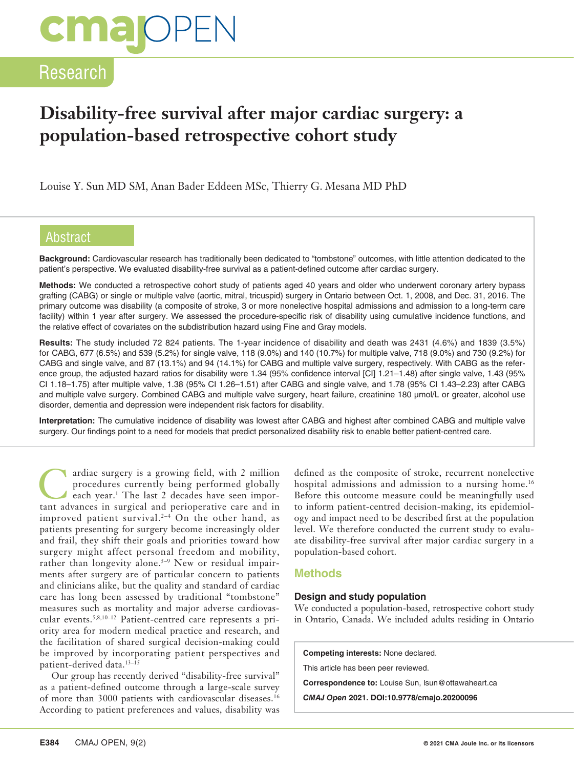# Disability-free survival after major cardiac surgery: a population-based retrospective cohort study

Louise Y. Sun MD SM, Anan Bader Eddeen MSc, Thierry G. Mesana MD PhD

## Abstract

**Background:** Cardiovascular research has traditionally been dedicated to "tombstone" outcomes, with little attention dedicated to the patient's perspective. We evaluated disability-free survival as a patient-defined outcome after cardiac surgery.

**Methods:** We conducted a retrospective cohort study of patients aged 40 years and older who underwent coronary artery bypass grafting (CABG) or single or multiple valve (aortic, mitral, tricuspid) surgery in Ontario between Oct. 1, 2008, and Dec. 31, 2016. The primary outcome was disability (a composite of stroke, 3 or more nonelective hospital admissions and admission to a long-term care facility) within 1 year after surgery. We assessed the procedure-specific risk of disability using cumulative incidence functions, and the relative effect of covariates on the subdistribution hazard using Fine and Gray models.

**Results:** The study included 72 824 patients. The 1-year incidence of disability and death was 2431 (4.6%) and 1839 (3.5%) for CABG, 677 (6.5%) and 539 (5.2%) for single valve, 118 (9.0%) and 140 (10.7%) for multiple valve, 718 (9.0%) and 730 (9.2%) for CABG and single valve, and 87 (13.1%) and 94 (14.1%) for CABG and multiple valve surgery, respectively. With CABG as the reference group, the adjusted hazard ratios for disability were 1.34 (95% confidence interval [CI] 1.21–1.48) after single valve, 1.43 (95% CI 1.18–1.75) after multiple valve, 1.38 (95% CI 1.26–1.51) after CABG and single valve, and 1.78 (95% CI 1.43–2.23) after CABG and multiple valve surgery. Combined CABG and multiple valve surgery, heart failure, creatinine 180 μmol/L or greater, alcohol use disorder, dementia and depression were independent risk factors for disability.

**Interpretation:** The cumulative incidence of disability was lowest after CABG and highest after combined CABG and multiple valve surgery. Our findings point to a need for models that predict personalized disability risk to enable better patient-centred care.

Cardiac surgery is a growing field, with 2 million procedures currently being performed globally each year.[1] The last 2 decades have seen important advances in surgical and perioperative care and in improved patient survival.[2–4] On the other hand, as patients presenting for surgery become increasingly older and frail, they shift their goals and priorities toward how surgery might affect personal freedom and mobility, rather than longevity alone.[5–9] New or residual impairments after surgery are of particular concern to patients and clinicians alike, but the quality and standard of cardiac care has long been assessed by traditional "tombstone" measures such as mortality and major adverse cardiovascular events.[5,8,10–12] Patient-centred care represents a priority area for modern medical practice and research, and the facilitation of shared surgical decision-making could be improved by incorporating patient perspectives and patient-derived data.[13–15]

Our group has recently derived "disability-free survival" as a patient-defined outcome through a large-scale survey of more than 3000 patients with cardiovascular diseases.[16] According to patient preferences and values, disability was defined as the composite of stroke, recurrent nonelective hospital admissions and admission to a nursing home.[16] Before this outcome measure could be meaningfully used to inform patient-centred decision-making, its epidemiology and impact need to be described first at the population level. We therefore conducted the current study to evaluate disability-free survival after major cardiac surgery in a population-based cohort.

## Methods

### Design and study population

We conducted a population-based, retrospective cohort study in Ontario, Canada. We included adults residing in Ontario

**Competing interests:** None declared.

This article has been peer reviewed.

**Correspondence to:** Louise Sun, lsun@ottawaheart.ca

***CMAJ Open* 2021. DOI:10.9778/cmajo.20200096**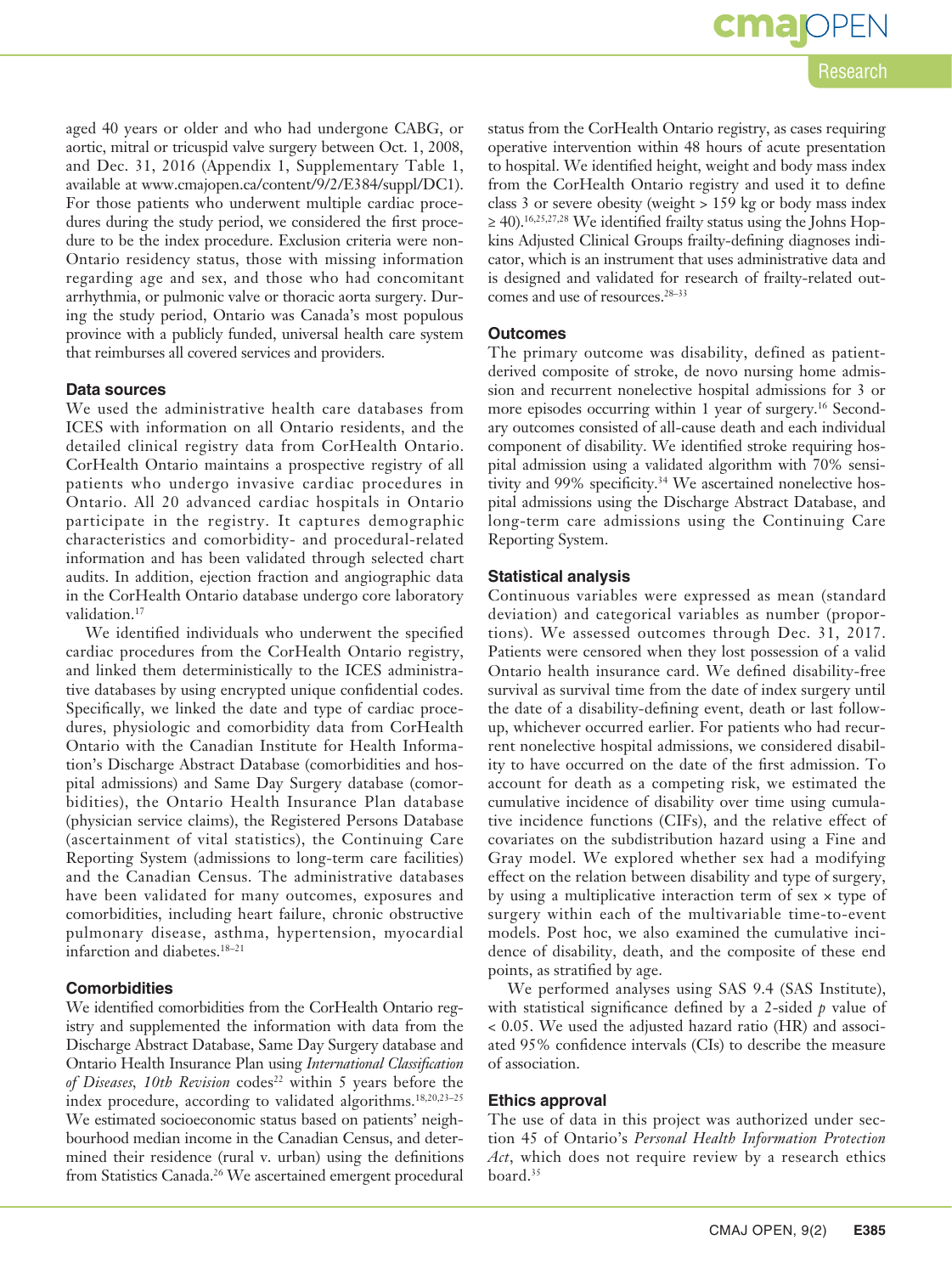aged 40 years or older and who had undergone CABG, or aortic, mitral or tricuspid valve surgery between Oct. 1, 2008, and Dec. 31, 2016 (Appendix 1, Supplementary Table 1, available at www.cmajopen.ca/content/9/2/E384/suppl/DC1). For those patients who underwent multiple cardiac procedures during the study period, we considered the first procedure to be the index procedure. Exclusion criteria were non-Ontario residency status, those with missing information regarding age and sex, and those who had concomitant arrhythmia, or pulmonic valve or thoracic aorta surgery. During the study period, Ontario was Canada's most populous province with a publicly funded, universal health care system that reimburses all covered services and providers.

### Data sources

We used the administrative health care databases from ICES with information on all Ontario residents, and the detailed clinical registry data from CorHealth Ontario. CorHealth Ontario maintains a prospective registry of all patients who undergo invasive cardiac procedures in Ontario. All 20 advanced cardiac hospitals in Ontario participate in the registry. It captures demographic characteristics and comorbidity- and procedural-related information and has been validated through selected chart audits. In addition, ejection fraction and angiographic data in the CorHealth Ontario database undergo core laboratory validation.[17]

We identified individuals who underwent the specified cardiac procedures from the CorHealth Ontario registry, and linked them deterministically to the ICES administrative databases by using encrypted unique confidential codes. Specifically, we linked the date and type of cardiac procedures, physiologic and comorbidity data from CorHealth Ontario with the Canadian Institute for Health Information's Discharge Abstract Database (comorbidities and hospital admissions) and Same Day Surgery database (comorbidities), the Ontario Health Insurance Plan database (physician service claims), the Registered Persons Database (ascertainment of vital statistics), the Continuing Care Reporting System (admissions to long-term care facilities) and the Canadian Census. The administrative databases have been validated for many outcomes, exposures and comorbidities, including heart failure, chronic obstructive pulmonary disease, asthma, hypertension, myocardial infarction and diabetes.[18–21]

### Comorbidities

We identified comorbidities from the CorHealth Ontario registry and supplemented the information with data from the Discharge Abstract Database, Same Day Surgery database and Ontario Health Insurance Plan using *International Classification of Diseases, 10th Revision* codes[22] within 5 years before the index procedure, according to validated algorithms.[18,20,23–25] We estimated socioeconomic status based on patients' neighbourhood median income in the Canadian Census, and determined their residence (rural v. urban) using the definitions from Statistics Canada.[26] We ascertained emergent procedural status from the CorHealth Ontario registry, as cases requiring operative intervention within 48 hours of acute presentation to hospital. We identified height, weight and body mass index from the CorHealth Ontario registry and used it to define class 3 or severe obesity (weight > 159 kg or body mass index ≥ 40).[16,25,27,28] We identified frailty status using the Johns Hopkins Adjusted Clinical Groups frailty-defining diagnoses indicator, which is an instrument that uses administrative data and is designed and validated for research of frailty-related outcomes and use of resources.[28–33]

### Outcomes

The primary outcome was disability, defined as patient-derived composite of stroke, de novo nursing home admission and recurrent nonelective hospital admissions for 3 or more episodes occurring within 1 year of surgery.[16] Secondary outcomes consisted of all-cause death and each individual component of disability. We identified stroke requiring hospital admission using a validated algorithm with 70% sensitivity and 99% specificity.[34] We ascertained nonelective hospital admissions using the Discharge Abstract Database, and long-term care admissions using the Continuing Care Reporting System.

### Statistical analysis

Continuous variables were expressed as mean (standard deviation) and categorical variables as number (proportions). We assessed outcomes through Dec. 31, 2017. Patients were censored when they lost possession of a valid Ontario health insurance card. We defined disability-free survival as survival time from the date of index surgery until the date of a disability-defining event, death or last follow-up, whichever occurred earlier. For patients who had recurrent nonelective hospital admissions, we considered disability to have occurred on the date of the first admission. To account for death as a competing risk, we estimated the cumulative incidence of disability over time using cumulative incidence functions (CIFs), and the relative effect of covariates on the subdistribution hazard using a Fine and Gray model. We explored whether sex had a modifying effect on the relation between disability and type of surgery, by using a multiplicative interaction term of sex × type of surgery within each of the multivariable time-to-event models. Post hoc, we also examined the cumulative incidence of disability, death, and the composite of these end points, as stratified by age.

We performed analyses using SAS 9.4 (SAS Institute), with statistical significance defined by a 2-sided $p$ value of $< 0.05$. We used the adjusted hazard ratio (HR) and associated 95% confidence intervals (CIs) to describe the measure of association.

### Ethics approval

The use of data in this project was authorized under section 45 of Ontario's *Personal Health Information Protection Act*, which does not require review by a research ethics board.[35]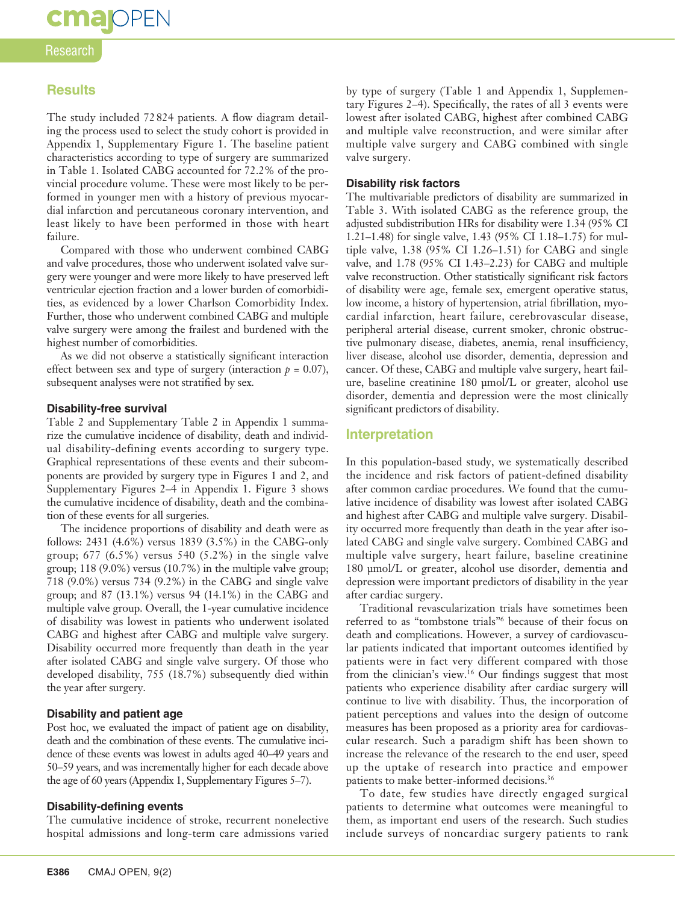## Results

The study included 72 824 patients. A flow diagram detailing the process used to select the study cohort is provided in Appendix 1, Supplementary Figure 1. The baseline patient characteristics according to type of surgery are summarized in Table 1. Isolated CABG accounted for 72.2% of the provincial procedure volume. These were most likely to be performed in younger men with a history of previous myocardial infarction and percutaneous coronary intervention, and least likely to have been performed in those with heart failure.

Compared with those who underwent combined CABG and valve procedures, those who underwent isolated valve surgery were younger and were more likely to have preserved left ventricular ejection fraction and a lower burden of comorbidities, as evidenced by a lower Charlson Comorbidity Index. Further, those who underwent combined CABG and multiple valve surgery were among the frailest and burdened with the highest number of comorbidities.

As we did not observe a statistically significant interaction effect between sex and type of surgery (interaction $p = 0.07$), subsequent analyses were not stratified by sex.

### Disability-free survival

Table 2 and Supplementary Table 2 in Appendix 1 summarize the cumulative incidence of disability, death and individual disability-defining events according to surgery type. Graphical representations of these events and their subcomponents are provided by surgery type in Figures 1 and 2, and Supplementary Figures 2–4 in Appendix 1. Figure 3 shows the cumulative incidence of disability, death and the combination of these events for all surgeries.

The incidence proportions of disability and death were as follows: 2431 (4.6%) versus 1839 (3.5%) in the CABG-only group; 677 (6.5%) versus 540 (5.2%) in the single valve group; 118 (9.0%) versus (10.7%) in the multiple valve group; 718 (9.0%) versus 734 (9.2%) in the CABG and single valve group; and 87 (13.1%) versus 94 (14.1%) in the CABG and multiple valve group. Overall, the 1-year cumulative incidence of disability was lowest in patients who underwent isolated CABG and highest after CABG and multiple valve surgery. Disability occurred more frequently than death in the year after isolated CABG and single valve surgery. Of those who developed disability, 755 (18.7%) subsequently died within the year after surgery.

### Disability and patient age

Post hoc, we evaluated the impact of patient age on disability, death and the combination of these events. The cumulative incidence of these events was lowest in adults aged 40–49 years and 50–59 years, and was incrementally higher for each decade above the age of 60 years (Appendix 1, Supplementary Figures 5–7).

### Disability-defining events

The cumulative incidence of stroke, recurrent nonelective hospital admissions and long-term care admissions varied by type of surgery (Table 1 and Appendix 1, Supplementary Figures 2–4). Specifically, the rates of all 3 events were lowest after isolated CABG, highest after combined CABG and multiple valve reconstruction, and were similar after multiple valve surgery and CABG combined with single valve surgery.

### Disability risk factors

The multivariable predictors of disability are summarized in Table 3. With isolated CABG as the reference group, the adjusted subdistribution HRs for disability were 1.34 (95% CI 1.21–1.48) for single valve, 1.43 (95% CI 1.18–1.75) for multiple valve, 1.38 (95% CI 1.26–1.51) for CABG and single valve, and 1.78 (95% CI 1.43–2.23) for CABG and multiple valve reconstruction. Other statistically significant risk factors of disability were age, female sex, emergent operative status, low income, a history of hypertension, atrial fibrillation, myocardial infarction, heart failure, cerebrovascular disease, peripheral arterial disease, current smoker, chronic obstructive pulmonary disease, diabetes, anemia, renal insufficiency, liver disease, alcohol use disorder, dementia, depression and cancer. Of these, CABG and multiple valve surgery, heart failure, baseline creatinine 180 μmol/L or greater, alcohol use disorder, dementia and depression were the most clinically significant predictors of disability.

## Interpretation

In this population-based study, we systematically described the incidence and risk factors of patient-defined disability after common cardiac procedures. We found that the cumulative incidence of disability was lowest after isolated CABG and highest after CABG and multiple valve surgery. Disability occurred more frequently than death in the year after isolated CABG and single valve surgery. Combined CABG and multiple valve surgery, heart failure, baseline creatinine 180 μmol/L or greater, alcohol use disorder, dementia and depression were important predictors of disability in the year after cardiac surgery.

Traditional revascularization trials have sometimes been referred to as "tombstone trials"[6] because of their focus on death and complications. However, a survey of cardiovascular patients indicated that important outcomes identified by patients were in fact very different compared with those from the clinician's view.[16] Our findings suggest that most patients who experience disability after cardiac surgery will continue to live with disability. Thus, the incorporation of patient perceptions and values into the design of outcome measures has been proposed as a priority area for cardiovascular research. Such a paradigm shift has been shown to increase the relevance of the research to the end user, speed up the uptake of research into practice and empower patients to make better-informed decisions.[36]

To date, few studies have directly engaged surgical patients to determine what outcomes were meaningful to them, as important end users of the research. Such studies include surveys of noncardiac surgery patients to rank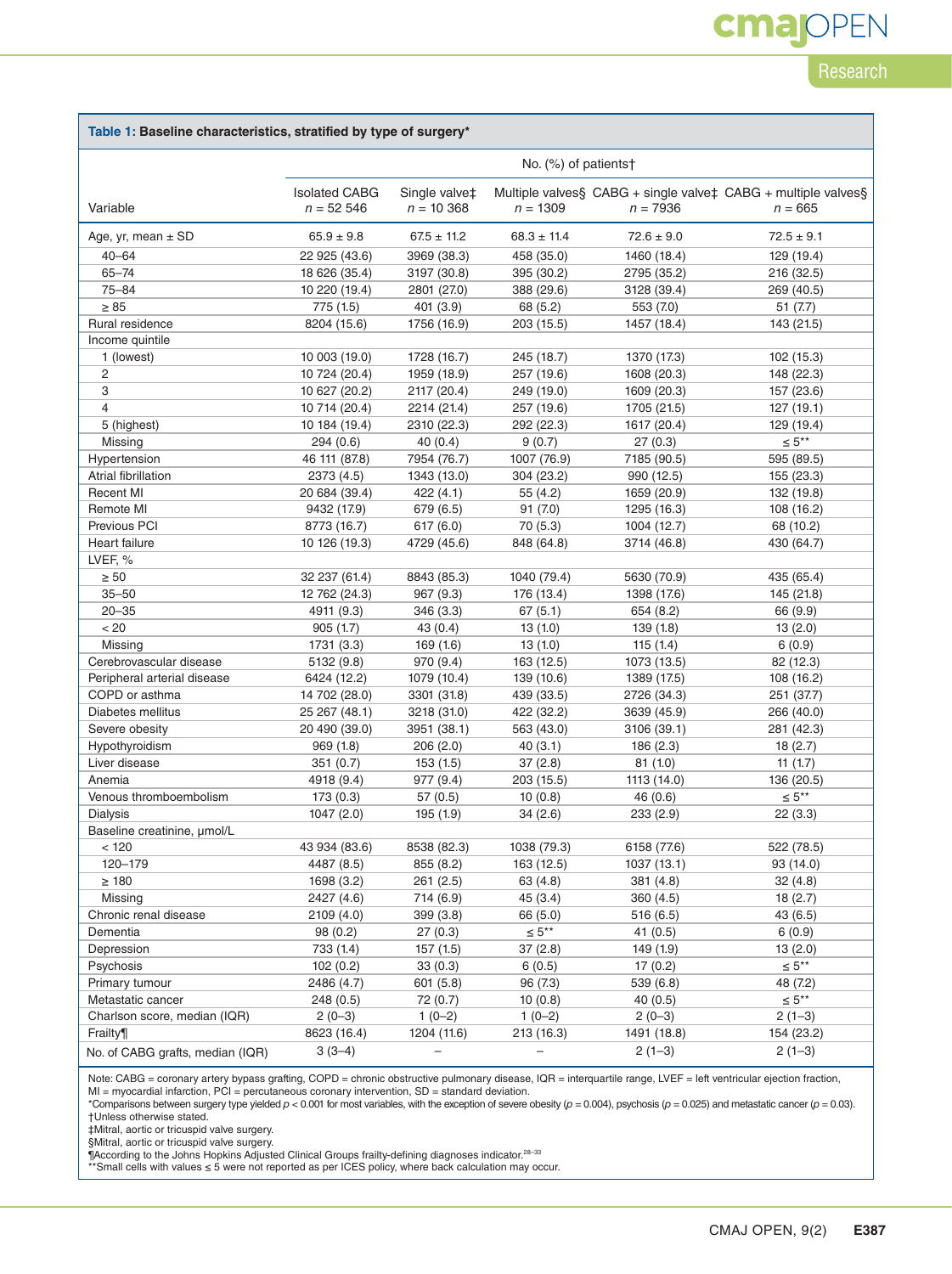**Table 1: Baseline characteristics, stratified by type of surgery***

| Variable | Isolated CABG n = 52 546 | Single valve‡ n = 10 368 | Multiple valves§ n = 1309 | CABG + single valve‡ n = 7936 | CABG + multiple valves§ n = 665 |
|---|---|---|---|---|---|
| | No. (%) of patients† | | | | |
| Age, yr, mean ± SD | 65.9 ± 9.8 | 67.5 ± 11.2 | 68.3 ± 11.4 | 72.6 ± 9.0 | 72.5 ± 9.1 |
| 40–64 | 22 925 (43.6) | 3969 (38.3) | 458 (35.0) | 1460 (18.4) | 129 (19.4) |
| 65–74 | 18 626 (35.4) | 3197 (30.8) | 395 (30.2) | 2795 (35.2) | 216 (32.5) |
| 75–84 | 10 220 (19.4) | 2801 (27.0) | 388 (29.6) | 3128 (39.4) | 269 (40.5) |
| ≥ 85 | 775 (1.5) | 401 (3.9) | 68 (5.2) | 553 (7.0) | 51 (7.7) |
| Rural residence | 8204 (15.6) | 1756 (16.9) | 203 (15.5) | 1457 (18.4) | 143 (21.5) |
| Income quintile | | | | | |
| 1 (lowest) | 10 003 (19.0) | 1728 (16.7) | 245 (18.7) | 1370 (17.3) | 102 (15.3) |
| 2 | 10 724 (20.4) | 1959 (18.9) | 257 (19.6) | 1608 (20.3) | 148 (22.3) |
| 3 | 10 627 (20.2) | 2117 (20.4) | 249 (19.0) | 1609 (20.3) | 157 (23.6) |
| 4 | 10 714 (20.4) | 2214 (21.4) | 257 (19.6) | 1705 (21.5) | 127 (19.1) |
| 5 (highest) | 10 184 (19.4) | 2310 (22.3) | 292 (22.3) | 1617 (20.4) | 129 (19.4) |
| Missing | 294 (0.6) | 40 (0.4) | 9 (0.7) | 27 (0.3) | ≤ 5** |
| Hypertension | 46 111 (87.8) | 7954 (76.7) | 1007 (76.9) | 7185 (90.5) | 595 (89.5) |
| Atrial fibrillation | 2373 (4.5) | 1343 (13.0) | 304 (23.2) | 990 (12.5) | 155 (23.3) |
| Recent MI | 20 684 (39.4) | 422 (4.1) | 55 (4.2) | 1659 (20.9) | 132 (19.8) |
| Remote MI | 9432 (17.9) | 679 (6.5) | 91 (7.0) | 1295 (16.3) | 108 (16.2) |
| Previous PCI | 8773 (16.7) | 617 (6.0) | 70 (5.3) | 1004 (12.7) | 68 (10.2) |
| Heart failure | 10 126 (19.3) | 4729 (45.6) | 848 (64.8) | 3714 (46.8) | 430 (64.7) |
| LVEF, % | | | | | |
| ≥ 50 | 32 237 (61.4) | 8843 (85.3) | 1040 (79.4) | 5630 (70.9) | 435 (65.4) |
| 35–50 | 12 762 (24.3) | 967 (9.3) | 176 (13.4) | 1398 (17.6) | 145 (21.8) |
| 20–35 | 4911 (9.3) | 346 (3.3) | 67 (5.1) | 654 (8.2) | 66 (9.9) |
| < 20 | 905 (1.7) | 43 (0.4) | 13 (1.0) | 139 (1.8) | 13 (2.0) |
| Missing | 1731 (3.3) | 169 (1.6) | 13 (1.0) | 115 (1.4) | 6 (0.9) |
| Cerebrovascular disease | 5132 (9.8) | 970 (9.4) | 163 (12.5) | 1073 (13.5) | 82 (12.3) |
| Peripheral arterial disease | 6424 (12.2) | 1079 (10.4) | 139 (10.6) | 1389 (17.5) | 108 (16.2) |
| COPD or asthma | 14 702 (28.0) | 3301 (31.8) | 439 (33.5) | 2726 (34.3) | 251 (37.7) |
| Diabetes mellitus | 25 267 (48.1) | 3218 (31.0) | 422 (32.2) | 3639 (45.9) | 266 (40.0) |
| Severe obesity | 20 490 (39.0) | 3951 (38.1) | 563 (43.0) | 3106 (39.1) | 281 (42.3) |
| Hypothyroidism | 969 (1.8) | 206 (2.0) | 40 (3.1) | 186 (2.3) | 18 (2.7) |
| Liver disease | 351 (0.7) | 153 (1.5) | 37 (2.8) | 81 (1.0) | 11 (1.7) |
| Anemia | 4918 (9.4) | 977 (9.4) | 203 (15.5) | 1113 (14.0) | 136 (20.5) |
| Venous thromboembolism | 173 (0.3) | 57 (0.5) | 10 (0.8) | 46 (0.6) | ≤ 5** |
| Dialysis | 1047 (2.0) | 195 (1.9) | 34 (2.6) | 233 (2.9) | 22 (3.3) |
| Baseline creatinine, µmol/L | | | | | |
| < 120 | 43 934 (83.6) | 8538 (82.3) | 1038 (79.3) | 6158 (77.6) | 522 (78.5) |
| 120–179 | 4487 (8.5) | 855 (8.2) | 163 (12.5) | 1037 (13.1) | 93 (14.0) |
| ≥ 180 | 1698 (3.2) | 261 (2.5) | 63 (4.8) | 381 (4.8) | 32 (4.8) |
| Missing | 2427 (4.6) | 714 (6.9) | 45 (3.4) | 360 (4.5) | 18 (2.7) |
| Chronic renal disease | 2109 (4.0) | 399 (3.8) | 66 (5.0) | 516 (6.5) | 43 (6.5) |
| Dementia | 98 (0.2) | 27 (0.3) | ≤ 5** | 41 (0.5) | 6 (0.9) |
| Depression | 733 (1.4) | 157 (1.5) | 37 (2.8) | 149 (1.9) | 13 (2.0) |
| Psychosis | 102 (0.2) | 33 (0.3) | 6 (0.5) | 17 (0.2) | ≤ 5** |
| Primary tumour | 2486 (4.7) | 601 (5.8) | 96 (7.3) | 539 (6.8) | 48 (7.2) |
| Metastatic cancer | 248 (0.5) | 72 (0.7) | 10 (0.8) | 40 (0.5) | ≤ 5** |
| Charlson score, median (IQR) | 2 (0–3) | 1 (0–2) | 1 (0–2) | 2 (0–3) | 2 (1–3) |
| Frailty¶ | 8623 (16.4) | 1204 (11.6) | 213 (16.3) | 1491 (18.8) | 154 (23.2) |
| No. of CABG grafts, median (IQR) | 3 (3–4) | – | – | 2 (1–3) | 2 (1–3) |

Note: CABG = coronary artery bypass grafting, COPD = chronic obstructive pulmonary disease, IQR = interquartile range, LVEF = left ventricular ejection fraction, MI = myocardial infarction, PCI = percutaneous coronary intervention, SD = standard deviation.
*Comparisons between surgery type yielded $p < 0.001$ for most variables, with the exception of severe obesity ($p = 0.004$), psychosis ($p = 0.025$) and metastatic cancer ($p = 0.03$).
†Unless otherwise stated.
‡Mitral, aortic or tricuspid valve surgery.
§Mitral, aortic or tricuspid valve surgery.
¶According to the Johns Hopkins Adjusted Clinical Groups frailty-defining diagnoses indicator.[28–33]
**Small cells with values ≤ 5 were not reported as per ICES policy, where back calculation may occur.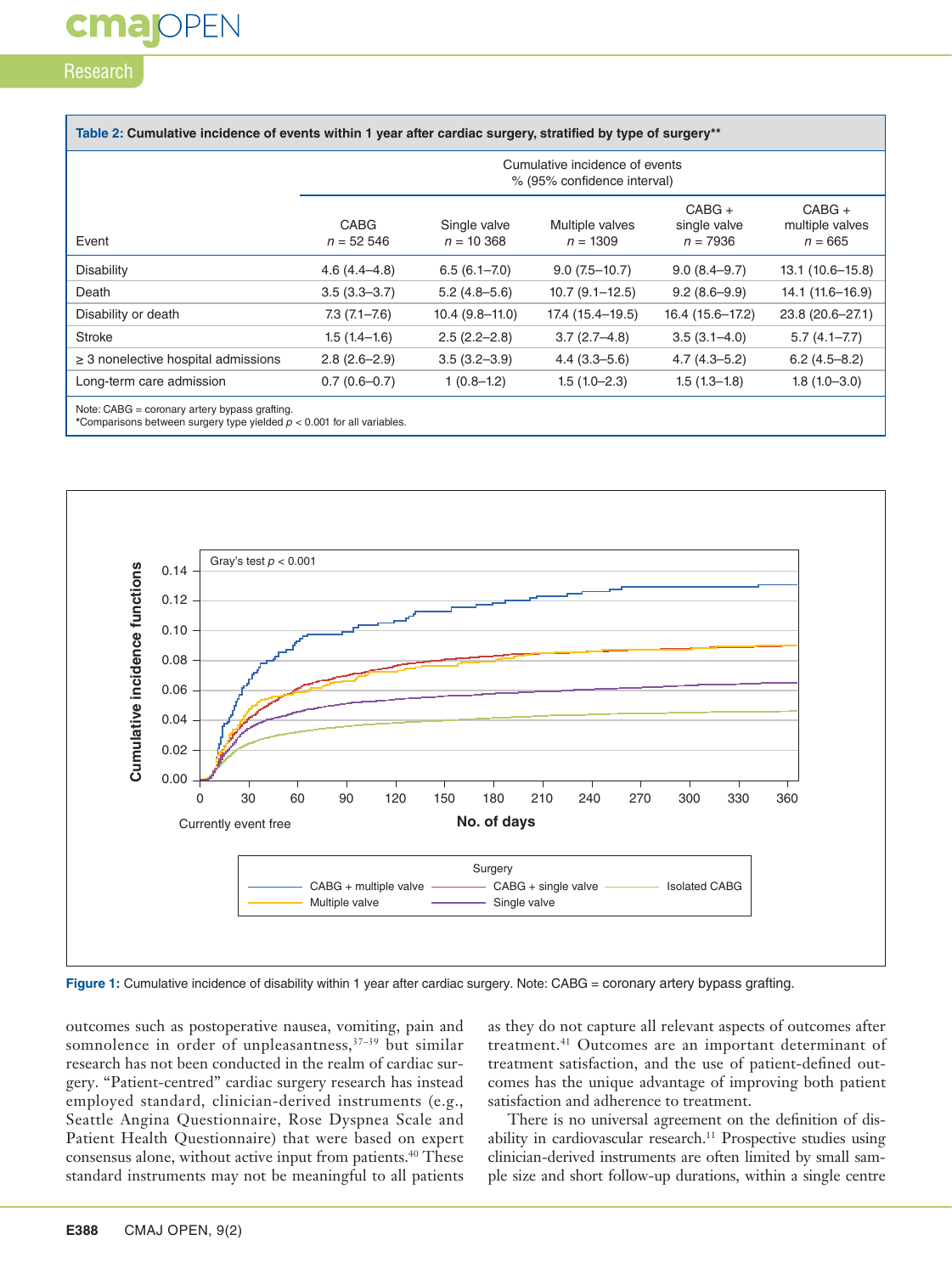**Table 2: Cumulative incidence of events within 1 year after cardiac surgery, stratified by type of surgery***

| Event | Cumulative incidence of events % (95% confidence interval) | | | | |
|---|---|---|---|---|---|
| | CABG $n$ = 52 546 | Single valve $n$ = 10 368 | Multiple valves $n$ = 1309 | CABG + single valve $n$ = 7936 | CABG + multiple valves $n$ = 665 |
| Disability | 4.6 (4.4–4.8) | 6.5 (6.1–7.0) | 9.0 (7.5–10.7) | 9.0 (8.4–9.7) | 13.1 (10.6–15.8) |
| Death | 3.5 (3.3–3.7) | 5.2 (4.8–5.6) | 10.7 (9.1–12.5) | 9.2 (8.6–9.9) | 14.1 (11.6–16.9) |
| Disability or death | 7.3 (7.1–7.6) | 10.4 (9.8–11.0) | 17.4 (15.4–19.5) | 16.4 (15.6–17.2) | 23.8 (20.6–27.1) |
| Stroke | 1.5 (1.4–1.6) | 2.5 (2.2–2.8) | 3.7 (2.7–4.8) | 3.5 (3.1–4.0) | 5.7 (4.1–7.7) |
| ≥ 3 nonelective hospital admissions | 2.8 (2.6–2.9) | 3.5 (3.2–3.9) | 4.4 (3.3–5.6) | 4.7 (4.3–5.2) | 6.2 (4.5–8.2) |
| Long-term care admission | 0.7 (0.6–0.7) | 1 (0.8–1.2) | 1.5 (1.0–2.3) | 1.5 (1.3–1.8) | 1.8 (1.0–3.0) |

Note: CABG = coronary artery bypass grafting.
*Comparisons between surgery type yielded $p < 0.001$ for all variables.

**Figure 1:** Cumulative incidence of disability within 1 year after cardiac surgery. Note: CABG = coronary artery bypass grafting.

outcomes such as postoperative nausea, vomiting, pain and somnolence in order of unpleasantness,[37–39] but similar research has not been conducted in the realm of cardiac surgery. "Patient-centred" cardiac surgery research has instead employed standard, clinician-derived instruments (e.g., Seattle Angina Questionnaire, Rose Dyspnea Scale and Patient Health Questionnaire) that were based on expert consensus alone, without active input from patients.[40] These standard instruments may not be meaningful to all patients as they do not capture all relevant aspects of outcomes after treatment.[41] Outcomes are an important determinant of treatment satisfaction, and the use of patient-defined outcomes has the unique advantage of improving both patient satisfaction and adherence to treatment.

There is no universal agreement on the definition of disability in cardiovascular research.[11] Prospective studies using clinician-derived instruments are often limited by small sample size and short follow-up durations, within a single centre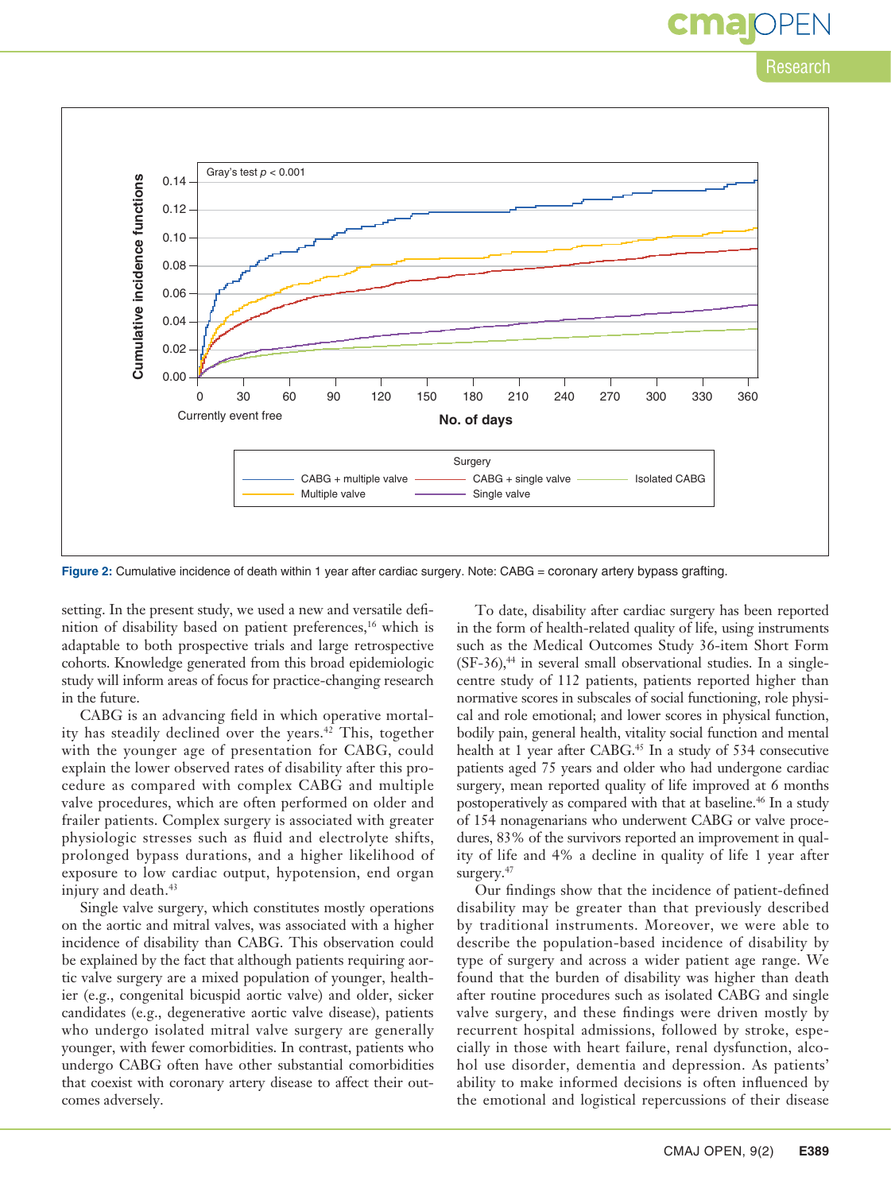Figure 2: Cumulative incidence of death within 1 year after cardiac surgery. Note: CABG = coronary artery bypass grafting.

setting. In the present study, we used a new and versatile definition of disability based on patient preferences,[16] which is adaptable to both prospective trials and large retrospective cohorts. Knowledge generated from this broad epidemiologic study will inform areas of focus for practice-changing research in the future.

CABG is an advancing field in which operative mortality has steadily declined over the years.[42] This, together with the younger age of presentation for CABG, could explain the lower observed rates of disability after this procedure as compared with complex CABG and multiple valve procedures, which are often performed on older and frailer patients. Complex surgery is associated with greater physiologic stresses such as fluid and electrolyte shifts, prolonged bypass durations, and a higher likelihood of exposure to low cardiac output, hypotension, end organ injury and death.[43]

Single valve surgery, which constitutes mostly operations on the aortic and mitral valves, was associated with a higher incidence of disability than CABG. This observation could be explained by the fact that although patients requiring aortic valve surgery are a mixed population of younger, healthier (e.g., congenital bicuspid aortic valve) and older, sicker candidates (e.g., degenerative aortic valve disease), patients who undergo isolated mitral valve surgery are generally younger, with fewer comorbidities. In contrast, patients who undergo CABG often have other substantial comorbidities that coexist with coronary artery disease to affect their outcomes adversely.

To date, disability after cardiac surgery has been reported in the form of health-related quality of life, using instruments such as the Medical Outcomes Study 36-item Short Form (SF-36),[44] in several small observational studies. In a single-centre study of 112 patients, patients reported higher than normative scores in subscales of social functioning, role physical and role emotional; and lower scores in physical function, bodily pain, general health, vitality social function and mental health at 1 year after CABG.[45] In a study of 534 consecutive patients aged 75 years and older who had undergone cardiac surgery, mean reported quality of life improved at 6 months postoperatively as compared with that at baseline.[46] In a study of 154 nonagenarians who underwent CABG or valve procedures, 83% of the survivors reported an improvement in quality of life and 4% a decline in quality of life 1 year after surgery.[47]

Our findings show that the incidence of patient-defined disability may be greater than that previously described by traditional instruments. Moreover, we were able to describe the population-based incidence of disability by type of surgery and across a wider patient age range. We found that the burden of disability was higher than death after routine procedures such as isolated CABG and single valve surgery, and these findings were driven mostly by recurrent hospital admissions, followed by stroke, especially in those with heart failure, renal dysfunction, alcohol use disorder, dementia and depression. As patients' ability to make informed decisions is often influenced by the emotional and logistical repercussions of their disease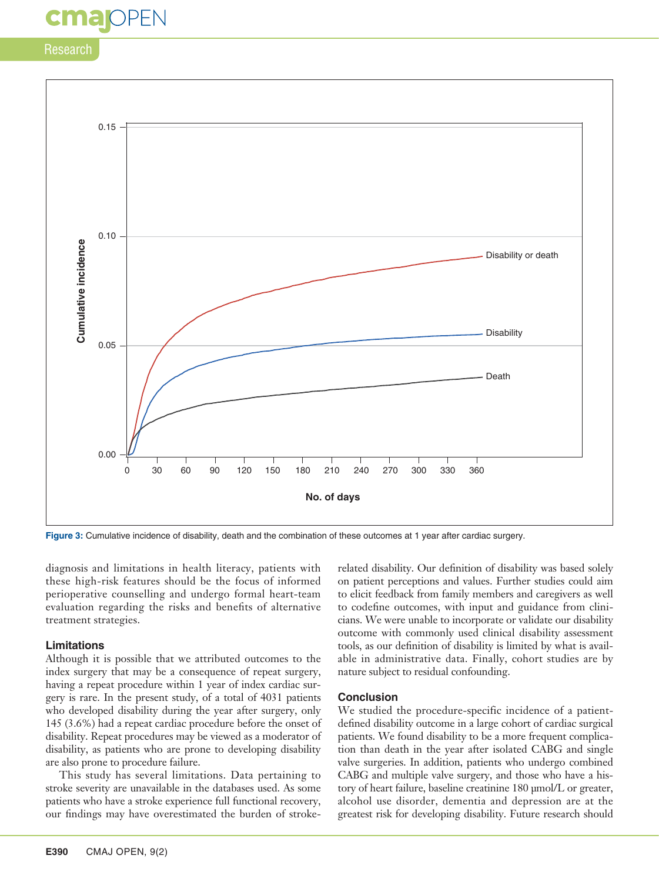Figure 3: Cumulative incidence of disability, death and the combination of these outcomes at 1 year after cardiac surgery.

diagnosis and limitations in health literacy, patients with these high-risk features should be the focus of informed perioperative counselling and undergo formal heart-team evaluation regarding the risks and benefits of alternative treatment strategies.

### Limitations

Although it is possible that we attributed outcomes to the index surgery that may be a consequence of repeat surgery, having a repeat procedure within 1 year of index cardiac surgery is rare. In the present study, of a total of 4031 patients who developed disability during the year after surgery, only 145 (3.6%) had a repeat cardiac procedure before the onset of disability. Repeat procedures may be viewed as a moderator of disability, as patients who are prone to developing disability are also prone to procedure failure.

This study has several limitations. Data pertaining to stroke severity are unavailable in the databases used. As some patients who have a stroke experience full functional recovery, our findings may have overestimated the burden of stroke-related disability. Our definition of disability was based solely on patient perceptions and values. Further studies could aim to elicit feedback from family members and caregivers as well to codefine outcomes, with input and guidance from clinicians. We were unable to incorporate or validate our disability outcome with commonly used clinical disability assessment tools, as our definition of disability is limited by what is available in administrative data. Finally, cohort studies are by nature subject to residual confounding.

### Conclusion

We studied the procedure-specific incidence of a patient-defined disability outcome in a large cohort of cardiac surgical patients. We found disability to be a more frequent complication than death in the year after isolated CABG and single valve surgeries. In addition, patients who undergo combined CABG and multiple valve surgery, and those who have a history of heart failure, baseline creatinine 180 μmol/L or greater, alcohol use disorder, dementia and depression are at the greatest risk for developing disability. Future research should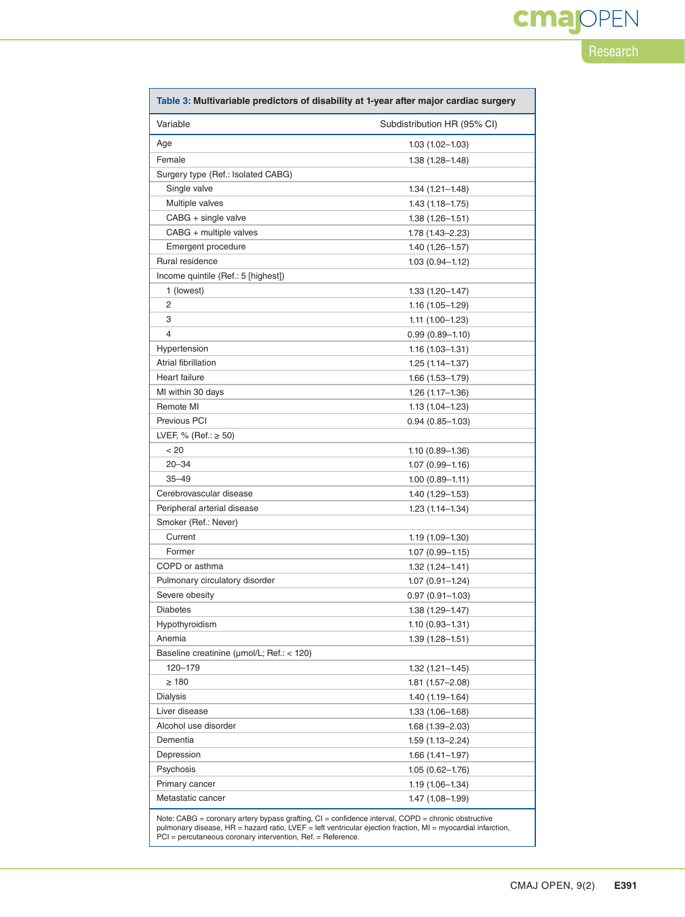**Table 3: Multivariable predictors of disability at 1-year after major cardiac surgery**

| Variable | Subdistribution HR (95% CI) |
|---|---|
| Age | 1.03 (1.02–1.03) |
| Female | 1.38 (1.28–1.48) |
| Surgery type (Ref.: Isolated CABG) | |
| Single valve | 1.34 (1.21–1.48) |
| Multiple valves | 1.43 (1.18–1.75) |
| CABG + single valve | 1.38 (1.26–1.51) |
| CABG + multiple valves | 1.78 (1.43–2.23) |
| Emergent procedure | 1.40 (1.26–1.57) |
| Rural residence | 1.03 (0.94–1.12) |
| Income quintile (Ref.: 5 [highest]) | |
| 1 (lowest) | 1.33 (1.20–1.47) |
| 2 | 1.16 (1.05–1.29) |
| 3 | 1.11 (1.00–1.23) |
| 4 | 0.99 (0.89–1.10) |
| Hypertension | 1.16 (1.03–1.31) |
| Atrial fibrillation | 1.25 (1.14–1.37) |
| Heart failure | 1.66 (1.53–1.79) |
| MI within 30 days | 1.26 (1.17–1.36) |
| Remote MI | 1.13 (1.04–1.23) |
| Previous PCI | 0.94 (0.85–1.03) |
| LVEF, % (Ref.: ≥ 50) | |
| < 20 | 1.10 (0.89–1.36) |
| 20–34 | 1.07 (0.99–1.16) |
| 35–49 | 1.00 (0.89–1.11) |
| Cerebrovascular disease | 1.40 (1.29–1.53) |
| Peripheral arterial disease | 1.23 (1.14–1.34) |
| Smoker (Ref.: Never) | |
| Current | 1.19 (1.09–1.30) |
| Former | 1.07 (0.99–1.15) |
| COPD or asthma | 1.32 (1.24–1.41) |
| Pulmonary circulatory disorder | 1.07 (0.91–1.24) |
| Severe obesity | 0.97 (0.91–1.03) |
| Diabetes | 1.38 (1.29–1.47) |
| Hypothyroidism | 1.10 (0.93–1.31) |
| Anemia | 1.39 (1.28–1.51) |
| Baseline creatinine (μmol/L; Ref.: < 120) | |
| 120–179 | 1.32 (1.21–1.45) |
| ≥ 180 | 1.81 (1.57–2.08) |
| Dialysis | 1.40 (1.19–1.64) |
| Liver disease | 1.33 (1.06–1.68) |
| Alcohol use disorder | 1.68 (1.39–2.03) |
| Dementia | 1.59 (1.13–2.24) |
| Depression | 1.66 (1.41–1.97) |
| Psychosis | 1.05 (0.62–1.76) |
| Primary cancer | 1.19 (1.06–1.34) |
| Metastatic cancer | 1.47 (1.08–1.99) |

Note: CABG = coronary artery bypass grafting, CI = confidence interval, COPD = chronic obstructive pulmonary disease, HR = hazard ratio, LVEF = left ventricular ejection fraction, MI = myocardial infarction, PCI = percutaneous coronary intervention, Ref. = Reference.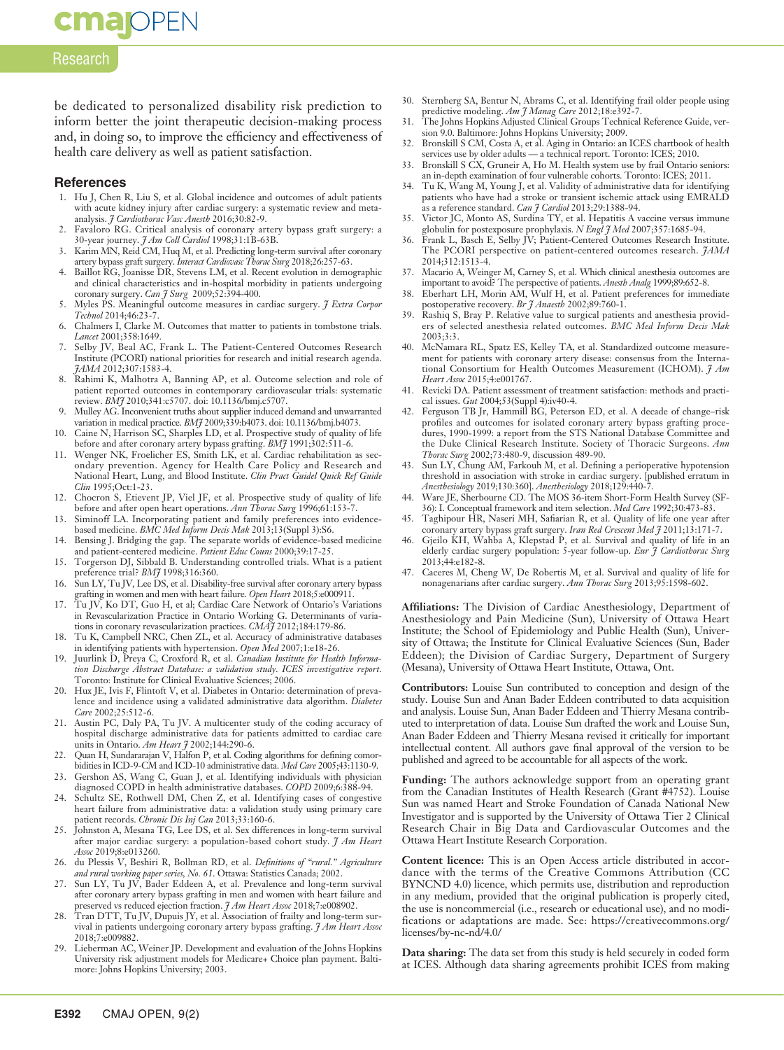be dedicated to personalized disability risk prediction to inform better the joint therapeutic decision-making process and, in doing so, to improve the efficiency and effectiveness of health care delivery as well as patient satisfaction.

## References

1. Hu J, Chen R, Liu S, et al. Global incidence and outcomes of adult patients with acute kidney injury after cardiac surgery: a systematic review and meta-analysis. *J Cardiothorac Vasc Anesth* 2016;30:82-9.
2. Favaloro RG. Critical analysis of coronary artery bypass graft surgery: a 30-year journey. *J Am Coll Cardiol* 1998;31:1B-63B.
3. Karim MN, Reid CM, Huq M, et al. Predicting long-term survival after coronary artery bypass graft surgery. *Interact Cardiovasc Thorac Surg* 2018;26:257-63.
4. Baillot RG, Joanisse DR, Stevens LM, et al. Recent evolution in demographic and clinical characteristics and in-hospital morbidity in patients undergoing coronary surgery. *Can J Surg* 2009;52:394-400.
5. Myles PS. Meaningful outcome measures in cardiac surgery. *J Extra Corpor Technol* 2014;46:23-7.
6. Chalmers I, Clarke M. Outcomes that matter to patients in tombstone trials. *Lancet* 2001;358:1649.
7. Selby JV, Beal AC, Frank L. The Patient-Centered Outcomes Research Institute (PCORI) national priorities for research and initial research agenda. *JAMA* 2012;307:1583-4.
8. Rahimi K, Malhotra A, Banning AP, et al. Outcome selection and role of patient reported outcomes in contemporary cardiovascular trials: systematic review. *BMJ* 2010;341:c5707. doi: 10.1136/bmj.c5707.
9. Mulley AG. Inconvenient truths about supplier induced demand and unwarranted variation in medical practice. *BMJ* 2009;339:b4073. doi: 10.1136/bmj.b4073.
10. Caine N, Harrison SC, Sharples LD, et al. Prospective study of quality of life before and after coronary artery bypass grafting. *BMJ* 1991;302:511-6.
11. Wenger NK, Froelicher ES, Smith LK, et al. Cardiac rehabilitation as secondary prevention. Agency for Health Care Policy and Research and National Heart, Lung, and Blood Institute. *Clin Pract Guidel Quick Ref Guide Clin* 1995;Oct:1-23.
12. Chocron S, Etievent JP, Viel JF, et al. Prospective study of quality of life before and after open heart operations. *Ann Thorac Surg* 1996;61:153-7.
13. Siminoff LA. Incorporating patient and family preferences into evidence-based medicine. *BMC Med Inform Decis Mak* 2013;13(Suppl 3):S6.
14. Bensing J. Bridging the gap. The separate worlds of evidence-based medicine and patient-centered medicine. *Patient Educ Couns* 2000;39:17-25.
15. Torgerson DJ, Sibbald B. Understanding controlled trials. What is a patient preference trial? *BMJ* 1998;316:360.
16. Sun LY, Tu JV, Lee DS, et al. Disability-free survival after coronary artery bypass grafting in women and men with heart failure. *Open Heart* 2018;5:e000911.
17. Tu JV, Ko DT, Guo H, et al; Cardiac Care Network of Ontario's Variations in Revascularization Practice in Ontario Working G. Determinants of variations in coronary revascularization practices. *CMAJ* 2012;184:179-86.
18. Tu K, Campbell NRC, Chen ZL, et al. Accuracy of administrative databases in identifying patients with hypertension. *Open Med* 2007;1:e18-26.
19. Juurlink D, Preya C, Croxford R, et al. *Canadian Institute for Health Information Discharge Abstract Database: a validation study. ICES investigative report.* Toronto: Institute for Clinical Evaluative Sciences; 2006.
20. Hux JE, Ivis F, Flintoft V, et al. Diabetes in Ontario: determination of prevalence and incidence using a validated administrative data algorithm. *Diabetes Care* 2002;25:512-6.
21. Austin PC, Daly PA, Tu JV. A multicenter study of the coding accuracy of hospital discharge administrative data for patients admitted to cardiac care units in Ontario. *Am Heart J* 2002;144:290-6.
22. Quan H, Sundararajan V, Halfon P, et al. Coding algorithms for defining comorbidities in ICD-9-CM and ICD-10 administrative data. *Med Care* 2005;43:1130-9.
23. Gershon AS, Wang C, Guan J, et al. Identifying individuals with physician diagnosed COPD in health administrative databases. *COPD* 2009;6:388-94.
24. Schultz SE, Rothwell DM, Chen Z, et al. Identifying cases of congestive heart failure from administrative data: a validation study using primary care patient records. *Chronic Dis Inj Can* 2013;33:160-6.
25. Johnston A, Mesana TG, Lee DS, et al. Sex differences in long-term survival after major cardiac surgery: a population-based cohort study. *J Am Heart Assoc* 2019;8:e013260.
26. du Plessis V, Beshiri R, Bollman RD, et al. *Definitions of "rural." Agriculture and rural working paper series, No. 61*. Ottawa: Statistics Canada; 2002.
27. Sun LY, Tu JV, Bader Eddeen A, et al. Prevalence and long-term survival after coronary artery bypass grafting in men and women with heart failure and preserved vs reduced ejection fraction. *J Am Heart Assoc* 2018;7:e008902.
28. Tran DTT, Tu JV, Dupuis JY, et al. Association of frailty and long-term survival in patients undergoing coronary artery bypass grafting. *J Am Heart Assoc* 2018;7:e009882.
29. Lieberman AC, Weiner JP. Development and evaluation of the Johns Hopkins University risk adjustment models for Medicare+ Choice plan payment. Baltimore: Johns Hopkins University; 2003.
30. Sternberg SA, Bentur N, Abrams C, et al. Identifying frail older people using predictive modeling. *Am J Manag Care* 2012;18:e392-7.
31. The Johns Hopkins Adjusted Clinical Groups Technical Reference Guide, version 9.0. Baltimore: Johns Hopkins University; 2009.
32. Bronskill S CM, Costa A, et al. Aging in Ontario: an ICES chartbook of health services use by older adults — a technical report. Toronto: ICES; 2010.
33. Bronskill S CX, Gruneir A, Ho M. Health system use by frail Ontario seniors: an in-depth examination of four vulnerable cohorts. Toronto: ICES; 2011.
34. Tu K, Wang M, Young J, et al. Validity of administrative data for identifying patients who have had a stroke or transient ischemic attack using EMRALD as a reference standard. *Can J Cardiol* 2013;29:1388-94.
35. Victor JC, Monto AS, Surdina TY, et al. Hepatitis A vaccine versus immune globulin for postexposure prophylaxis. *N Engl J Med* 2007;357:1685-94.
36. Frank L, Basch E, Selby JV; Patient-Centered Outcomes Research Institute. The PCORI perspective on patient-centered outcomes research. *JAMA* 2014;312:1513-4.
37. Macario A, Weinger M, Carney S, et al. Which clinical anesthesia outcomes are important to avoid? The perspective of patients. *Anesth Analg* 1999;89:652-8.
38. Eberhart LH, Morin AM, Wulf H, et al. Patient preferences for immediate postoperative recovery. *Br J Anaesth* 2002;89:760-1.
39. Rashiq S, Bray P. Relative value to surgical patients and anesthesia providers of selected anesthesia related outcomes. *BMC Med Inform Decis Mak* 2003;3:3.
40. McNamara RL, Spatz ES, Kelley TA, et al. Standardized outcome measurement for patients with coronary artery disease: consensus from the International Consortium for Health Outcomes Measurement (ICHOM). *J Am Heart Assoc* 2015;4:e001767.
41. Revicki DA. Patient assessment of treatment satisfaction: methods and practical issues. *Gut* 2004;53(Suppl 4):iv40-4.
42. Ferguson TB Jr, Hammill BG, Peterson ED, et al. A decade of change–risk profiles and outcomes for isolated coronary artery bypass grafting procedures, 1990-1999: a report from the STS National Database Committee and the Duke Clinical Research Institute. Society of Thoracic Surgeons. *Ann Thorac Surg* 2002;73:480-9, discussion 489-90.
43. Sun LY, Chung AM, Farkouh M, et al. Defining a perioperative hypotension threshold in association with stroke in cardiac surgery. [published erratum in *Anesthesiology* 2019;130:360]. *Anesthesiology* 2018;129:440-7.
44. Ware JE, Sherbourne CD. The MOS 36-item Short-Form Health Survey (SF-36): I. Conceptual framework and item selection. *Med Care* 1992;30:473-83.
45. Taghipour HR, Naseri MH, Safiarian R, et al. Quality of life one year after coronary artery bypass graft surgery. *Iran Red Crescent Med J* 2011;13:171-7.
46. Gjeilo KH, Wahba A, Klepstad P, et al. Survival and quality of life in an elderly cardiac surgery population: 5-year follow-up. *Eur J Cardiothorac Surg* 2013;44:e182-8.
47. Caceres M, Cheng W, De Robertis M, et al. Survival and quality of life for nonagenarians after cardiac surgery. *Ann Thorac Surg* 2013;95:1598-602.

**Affiliations:** The Division of Cardiac Anesthesiology, Department of Anesthesiology and Pain Medicine (Sun), University of Ottawa Heart Institute; the School of Epidemiology and Public Health (Sun), University of Ottawa; the Institute for Clinical Evaluative Sciences (Sun, Bader Eddeen); the Division of Cardiac Surgery, Department of Surgery (Mesana), University of Ottawa Heart Institute, Ottawa, Ont.

**Contributors:** Louise Sun contributed to conception and design of the study. Louise Sun and Anan Bader Eddeen contributed to data acquisition and analysis. Louise Sun, Anan Bader Eddeen and Thierry Mesana contributed to interpretation of data. Louise Sun drafted the work and Louise Sun, Anan Bader Eddeen and Thierry Mesana revised it critically for important intellectual content. All authors gave final approval of the version to be published and agreed to be accountable for all aspects of the work.

**Funding:** The authors acknowledge support from an operating grant from the Canadian Institutes of Health Research (Grant #4752). Louise Sun was named Heart and Stroke Foundation of Canada National New Investigator and is supported by the University of Ottawa Tier 2 Clinical Research Chair in Big Data and Cardiovascular Outcomes and the Ottawa Heart Institute Research Corporation.

**Content licence:** This is an Open Access article distributed in accordance with the terms of the Creative Commons Attribution (CC BYNCND 4.0) licence, which permits use, distribution and reproduction in any medium, provided that the original publication is properly cited, the use is noncommercial (i.e., research or educational use), and no modifications or adaptations are made. See: https://creativecommons.org/licenses/by-nc-nd/4.0/

**Data sharing:** The data set from this study is held securely in coded form at ICES. Although data sharing agreements prohibit ICES from making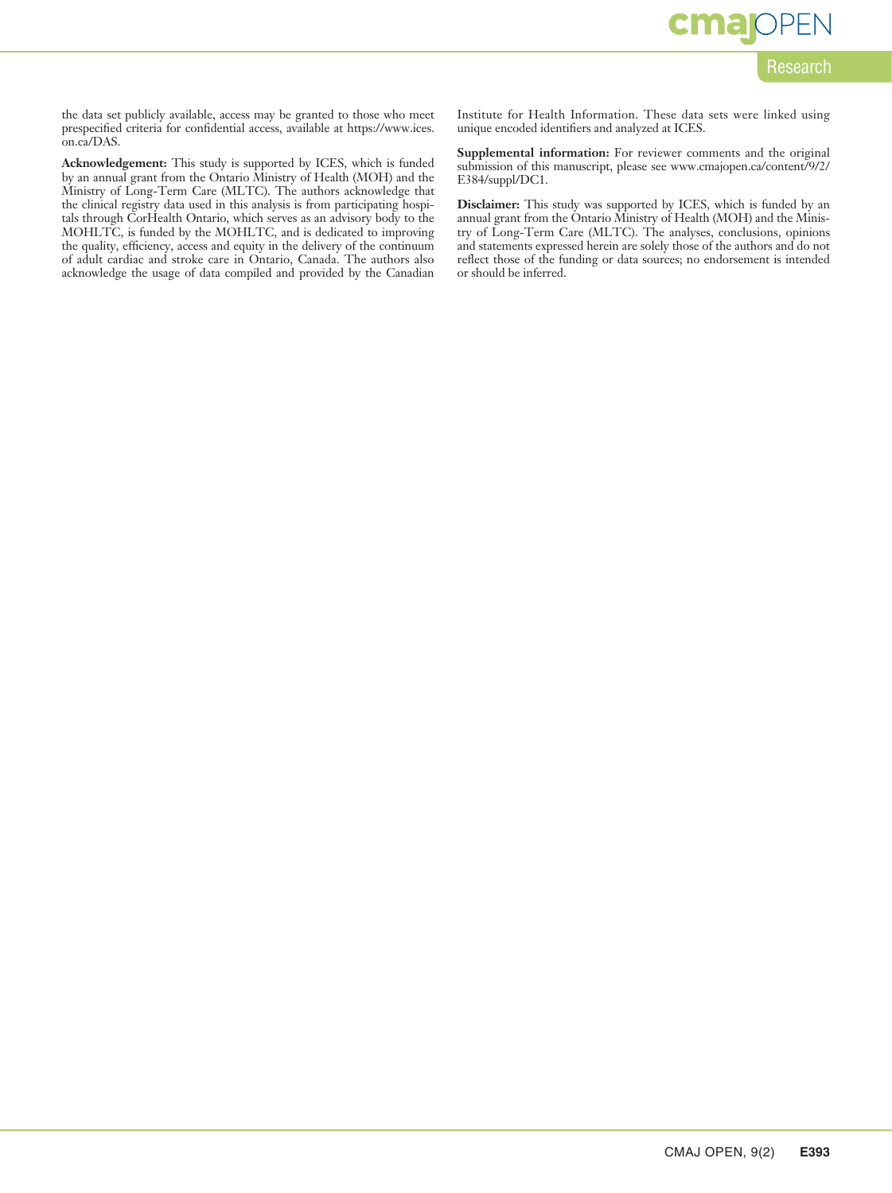the data set publicly available, access may be granted to those who meet prespecified criteria for confidential access, available at https://www.ices.on.ca/DAS.

**Acknowledgement:** This study is supported by ICES, which is funded by an annual grant from the Ontario Ministry of Health (MOH) and the Ministry of Long-Term Care (MLTC). The authors acknowledge that the clinical registry data used in this analysis is from participating hospitals through CorHealth Ontario, which serves as an advisory body to the MOHLTC, is funded by the MOHLTC, and is dedicated to improving the quality, efficiency, access and equity in the delivery of the continuum of adult cardiac and stroke care in Ontario, Canada. The authors also acknowledge the usage of data compiled and provided by the Canadian Institute for Health Information. These data sets were linked using unique encoded identifiers and analyzed at ICES.

**Supplemental information:** For reviewer comments and the original submission of this manuscript, please see www.cmajopen.ca/content/9/2/E384/suppl/DC1.

**Disclaimer:** This study was supported by ICES, which is funded by an annual grant from the Ontario Ministry of Health (MOH) and the Ministry of Long-Term Care (MLTC). The analyses, conclusions, opinions and statements expressed herein are solely those of the authors and do not reflect those of the funding or data sources; no endorsement is intended or should be inferred.